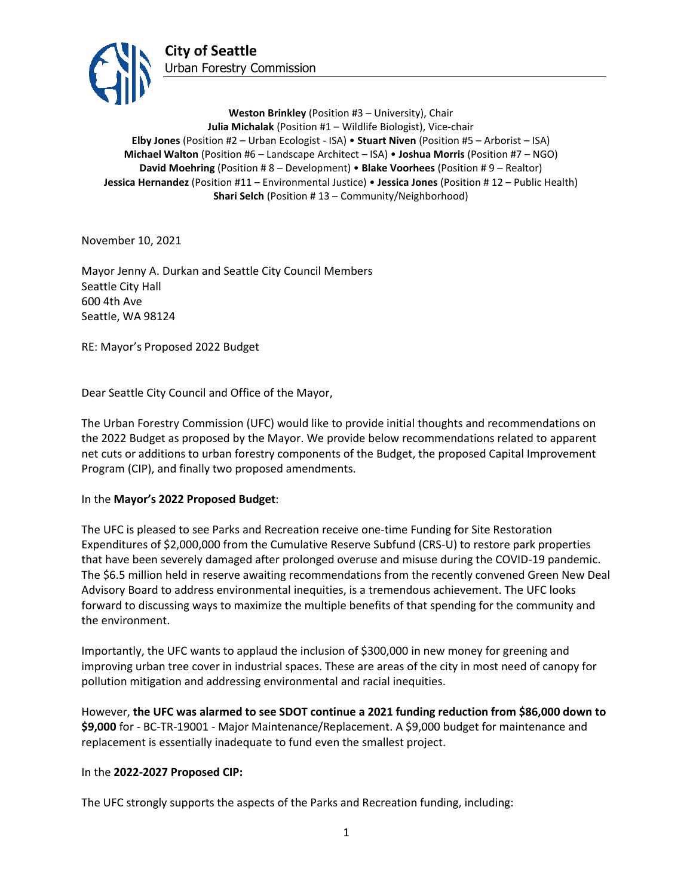**City of Seattle**
Urban Forestry Commission

**Weston Brinkley** (Position #3 – University), Chair
**Julia Michalak** (Position #1 – Wildlife Biologist), Vice-chair
**Elby Jones** (Position #2 – Urban Ecologist - ISA) • **Stuart Niven** (Position #5 – Arborist – ISA)
**Michael Walton** (Position #6 – Landscape Architect – ISA) • **Joshua Morris** (Position #7 – NGO)
**David Moehring** (Position # 8 – Development) • **Blake Voorhees** (Position # 9 – Realtor)
**Jessica Hernandez** (Position #11 – Environmental Justice) • **Jessica Jones** (Position # 12 – Public Health)
**Shari Selch** (Position # 13 – Community/Neighborhood)

November 10, 2021

Mayor Jenny A. Durkan and Seattle City Council Members
Seattle City Hall
600 4th Ave
Seattle, WA 98124

RE: Mayor's Proposed 2022 Budget

Dear Seattle City Council and Office of the Mayor,

The Urban Forestry Commission (UFC) would like to provide initial thoughts and recommendations on the 2022 Budget as proposed by the Mayor. We provide below recommendations related to apparent net cuts or additions to urban forestry components of the Budget, the proposed Capital Improvement Program (CIP), and finally two proposed amendments.

In the **Mayor's 2022 Proposed Budget**:

The UFC is pleased to see Parks and Recreation receive one-time Funding for Site Restoration Expenditures of $2,000,000 from the Cumulative Reserve Subfund (CRS-U) to restore park properties that have been severely damaged after prolonged overuse and misuse during the COVID-19 pandemic. The $6.5 million held in reserve awaiting recommendations from the recently convened Green New Deal Advisory Board to address environmental inequities, is a tremendous achievement. The UFC looks forward to discussing ways to maximize the multiple benefits of that spending for the community and the environment.

Importantly, the UFC wants to applaud the inclusion of $300,000 in new money for greening and improving urban tree cover in industrial spaces. These are areas of the city in most need of canopy for pollution mitigation and addressing environmental and racial inequities.

However, **the UFC was alarmed to see SDOT continue a 2021 funding reduction from $86,000 down to $9,000** for - BC-TR-19001 - Major Maintenance/Replacement. A $9,000 budget for maintenance and replacement is essentially inadequate to fund even the smallest project.

In the **2022-2027 Proposed CIP:**

The UFC strongly supports the aspects of the Parks and Recreation funding, including: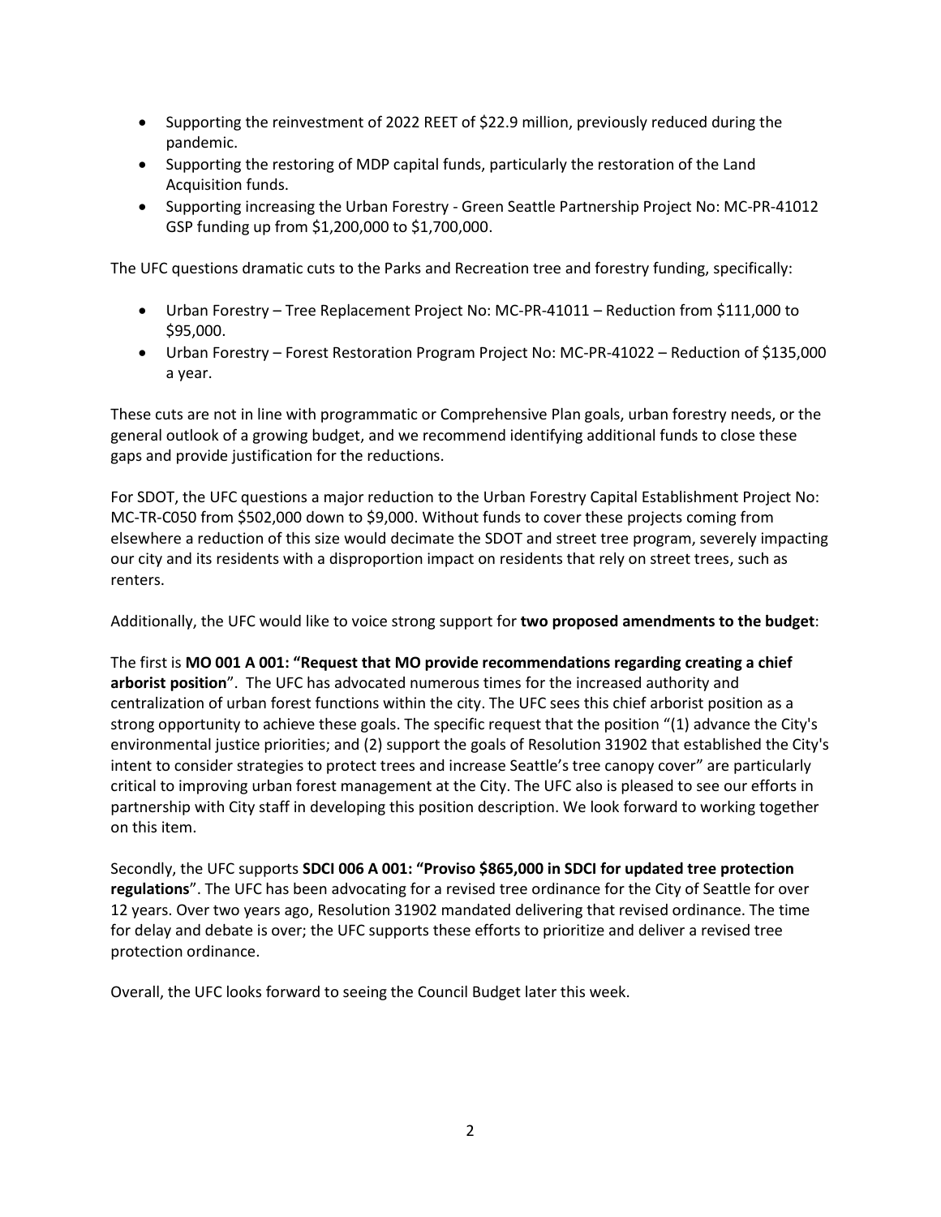- Supporting the reinvestment of 2022 REET of $22.9 million, previously reduced during the pandemic.
- Supporting the restoring of MDP capital funds, particularly the restoration of the Land Acquisition funds.
- Supporting increasing the Urban Forestry - Green Seattle Partnership Project No: MC-PR-41012 GSP funding up from $1,200,000 to $1,700,000.

The UFC questions dramatic cuts to the Parks and Recreation tree and forestry funding, specifically:

- Urban Forestry – Tree Replacement Project No: MC-PR-41011 – Reduction from $111,000 to $95,000.
- Urban Forestry – Forest Restoration Program Project No: MC-PR-41022 – Reduction of $135,000 a year.

These cuts are not in line with programmatic or Comprehensive Plan goals, urban forestry needs, or the general outlook of a growing budget, and we recommend identifying additional funds to close these gaps and provide justification for the reductions.

For SDOT, the UFC questions a major reduction to the Urban Forestry Capital Establishment Project No: MC-TR-C050 from $502,000 down to $9,000. Without funds to cover these projects coming from elsewhere a reduction of this size would decimate the SDOT and street tree program, severely impacting our city and its residents with a disproportion impact on residents that rely on street trees, such as renters.

Additionally, the UFC would like to voice strong support for **two proposed amendments to the budget**:

The first is **MO 001 A 001: "Request that MO provide recommendations regarding creating a chief arborist position**". The UFC has advocated numerous times for the increased authority and centralization of urban forest functions within the city. The UFC sees this chief arborist position as a strong opportunity to achieve these goals. The specific request that the position "(1) advance the City's environmental justice priorities; and (2) support the goals of Resolution 31902 that established the City's intent to consider strategies to protect trees and increase Seattle's tree canopy cover" are particularly critical to improving urban forest management at the City. The UFC also is pleased to see our efforts in partnership with City staff in developing this position description. We look forward to working together on this item.

Secondly, the UFC supports **SDCI 006 A 001: "Proviso $865,000 in SDCI for updated tree protection regulations**". The UFC has been advocating for a revised tree ordinance for the City of Seattle for over 12 years. Over two years ago, Resolution 31902 mandated delivering that revised ordinance. The time for delay and debate is over; the UFC supports these efforts to prioritize and deliver a revised tree protection ordinance.

Overall, the UFC looks forward to seeing the Council Budget later this week.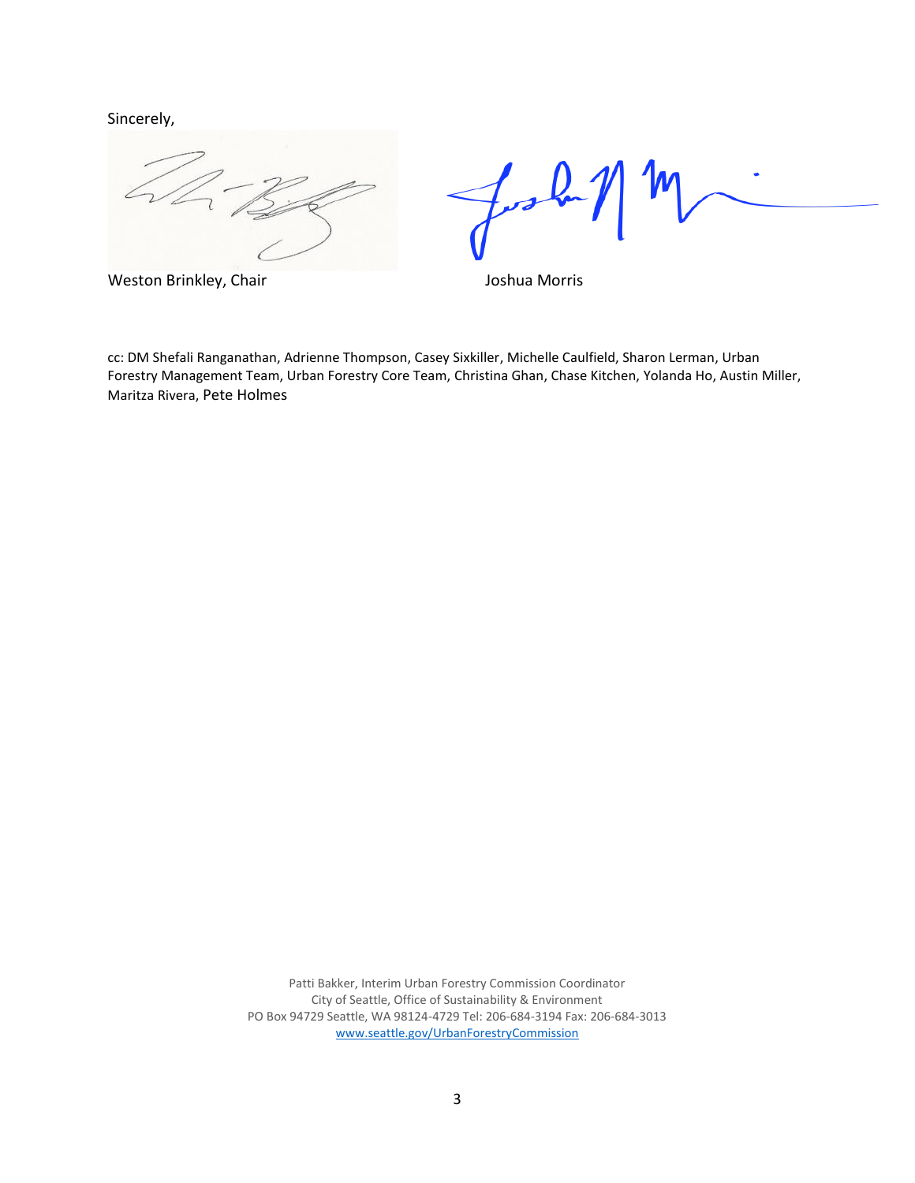Sincerely,

Weston Brinkley, Chair

Joshua Morris

cc: DM Shefali Ranganathan, Adrienne Thompson, Casey Sixkiller, Michelle Caulfield, Sharon Lerman, Urban Forestry Management Team, Urban Forestry Core Team, Christina Ghan, Chase Kitchen, Yolanda Ho, Austin Miller, Maritza Rivera, Pete Holmes

Patti Bakker, Interim Urban Forestry Commission Coordinator
City of Seattle, Office of Sustainability & Environment
PO Box 94729 Seattle, WA 98124-4729 Tel: 206-684-3194 Fax: 206-684-3013
www.seattle.gov/UrbanForestryCommission